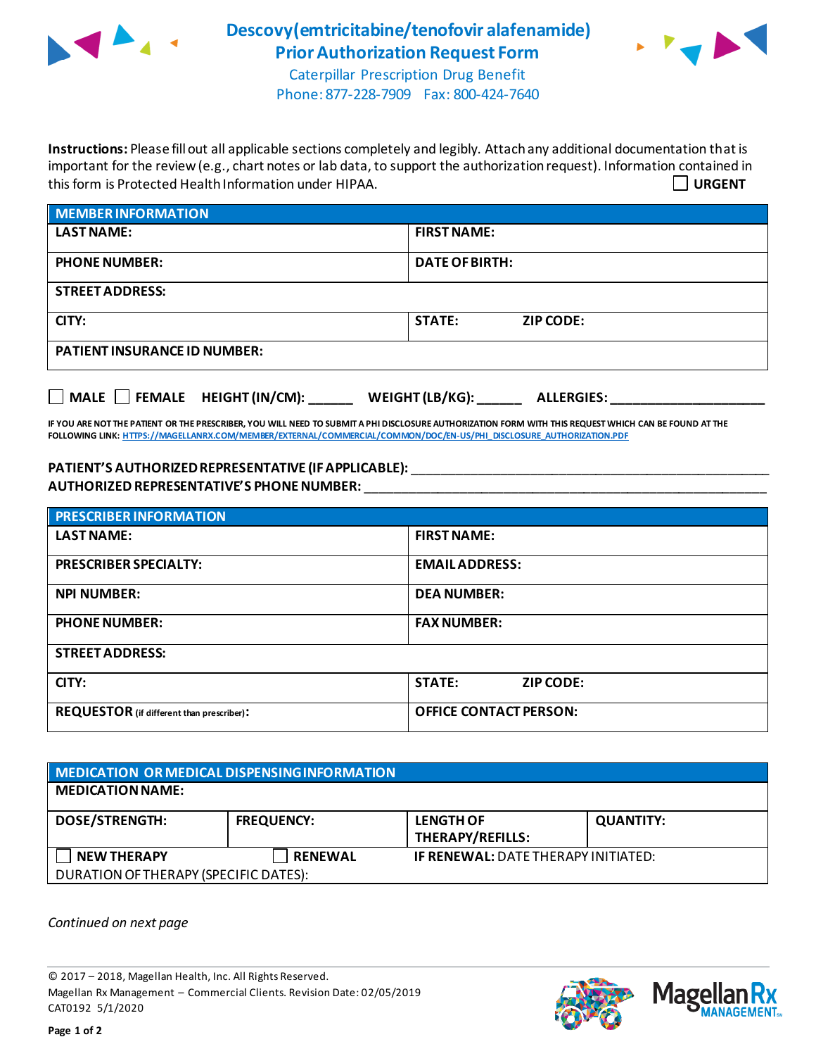# Descovy(emtricitabine/tenofovir alafenamide) Prior Authorization Request Form

Caterpillar Prescription Drug Benefit
Phone: 877-228-7909 Fax: 800-424-7640

**Instructions:** Please fill out all applicable sections completely and legibly. Attach any additional documentation that is important for the review (e.g., chart notes or lab data, to support the authorization request). Information contained in this form is Protected Health Information under HIPAA.

☐ **URGENT**

| MEMBER INFORMATION | | |
|---|---|---|
| **LAST NAME:** | **FIRST NAME:** | |
| **PHONE NUMBER:** | **DATE OF BIRTH:** | |
| **STREET ADDRESS:** | | |
| **CITY:** | **STATE:** | **ZIP CODE:** |
| **PATIENT INSURANCE ID NUMBER:** | | |

☐ **MALE** ☐ **FEMALE** **HEIGHT (IN/CM):** ______ **WEIGHT (LB/KG):** ______ **ALLERGIES:** ____________________

**IF YOU ARE NOT THE PATIENT OR THE PRESCRIBER, YOU WILL NEED TO SUBMIT A PHI DISCLOSURE AUTHORIZATION FORM WITH THIS REQUEST WHICH CAN BE FOUND AT THE FOLLOWING LINK:** HTTPS://MAGELLANRX.COM/MEMBER/EXTERNAL/COMMERCIAL/COMMON/DOC/EN-US/PHI_DISCLOSURE_AUTHORIZATION.PDF

**PATIENT'S AUTHORIZED REPRESENTATIVE (IF APPLICABLE):** ____________________________________________

**AUTHORIZED REPRESENTATIVE'S PHONE NUMBER:** ____________________________________________

| PRESCRIBER INFORMATION | | |
|---|---|---|
| **LAST NAME:** | **FIRST NAME:** | |
| **PRESCRIBER SPECIALTY:** | **EMAIL ADDRESS:** | |
| **NPI NUMBER:** | **DEA NUMBER:** | |
| **PHONE NUMBER:** | **FAX NUMBER:** | |
| **STREET ADDRESS:** | | |
| **CITY:** | **STATE:** | **ZIP CODE:** |
| **REQUESTOR** (if different than prescriber)**:** | **OFFICE CONTACT PERSON:** | |

| MEDICATION OR MEDICAL DISPENSING INFORMATION | | | |
|---|---|---|---|
| **MEDICATION NAME:** | | | |
| **DOSE/STRENGTH:** | **FREQUENCY:** | **LENGTH OF THERAPY/REFILLS:** | **QUANTITY:** |
| ☐ **NEW THERAPY** | ☐ **RENEWAL** | **IF RENEWAL:** DATE THERAPY INITIATED: | |
| DURATION OF THERAPY (SPECIFIC DATES): | | | |

*Continued on next page*

© 2017 – 2018, Magellan Health, Inc. All Rights Reserved.
Magellan Rx Management – Commercial Clients. Revision Date: 02/05/2019
CAT0192 5/1/2020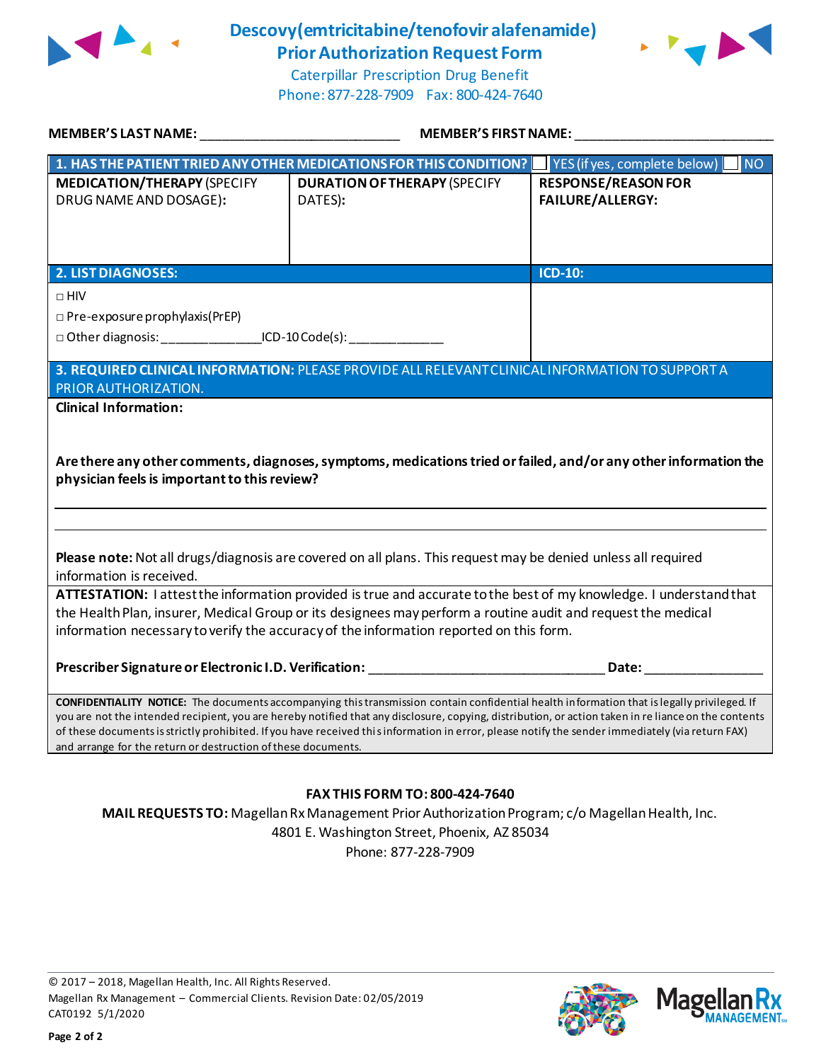# Descovy(emtricitabine/tenofovir alafenamide) Prior Authorization Request Form

Caterpillar Prescription Drug Benefit
Phone: 877-228-7909 Fax: 800-424-7640

**MEMBER'S LAST NAME:** ___________________________ **MEMBER'S FIRST NAME:** ___________________________

| **1. HAS THE PATIENT TRIED ANY OTHER MEDICATIONS FOR THIS CONDITION?** | | ☐ YES (if yes, complete below) ☐ NO |
|---|---|---|
| **MEDICATION/THERAPY** (SPECIFY DRUG NAME AND DOSAGE): | **DURATION OF THERAPY** (SPECIFY DATES): | **RESPONSE/REASON FOR FAILURE/ALLERGY:** |
| | | |

| **2. LIST DIAGNOSES:** | **ICD-10:** |
|---|---|
| □ HIV<br>□ Pre-exposure prophylaxis(PrEP)<br>□ Other diagnosis: ______________ICD-10 Code(s): _____________ | |

**3. REQUIRED CLINICAL INFORMATION:** PLEASE PROVIDE ALL RELEVANT CLINICAL INFORMATION TO SUPPORT A PRIOR AUTHORIZATION.

**Clinical Information:**

**Are there any other comments, diagnoses, symptoms, medications tried or failed, and/or any other information the physician feels is important to this review?**

_______________________________________________

_______________________________________________

**Please note:** Not all drugs/diagnosis are covered on all plans. This request may be denied unless all required information is received.

**ATTESTATION:** I attest the information provided is true and accurate to the best of my knowledge. I understand that the Health Plan, insurer, Medical Group or its designees may perform a routine audit and request the medical information necessary to verify the accuracy of the information reported on this form.

**Prescriber Signature or Electronic I.D. Verification:** ________________________________ **Date:** ________________

**CONFIDENTIALITY NOTICE:** The documents accompanying this transmission contain confidential health information that is legally privileged. If you are not the intended recipient, you are hereby notified that any disclosure, copying, distribution, or action taken in reliance on the contents of these documents is strictly prohibited. If you have received this information in error, please notify the sender immediately (via return FAX) and arrange for the return or destruction of these documents.

**FAX THIS FORM TO: 800-424-7640**

**MAIL REQUESTS TO:** Magellan Rx Management Prior Authorization Program; c/o Magellan Health, Inc.
4801 E. Washington Street, Phoenix, AZ 85034
Phone: 877-228-7909

© 2017 – 2018, Magellan Health, Inc. All Rights Reserved.
Magellan Rx Management – Commercial Clients. Revision Date: 02/05/2019
CAT0192 5/1/2020